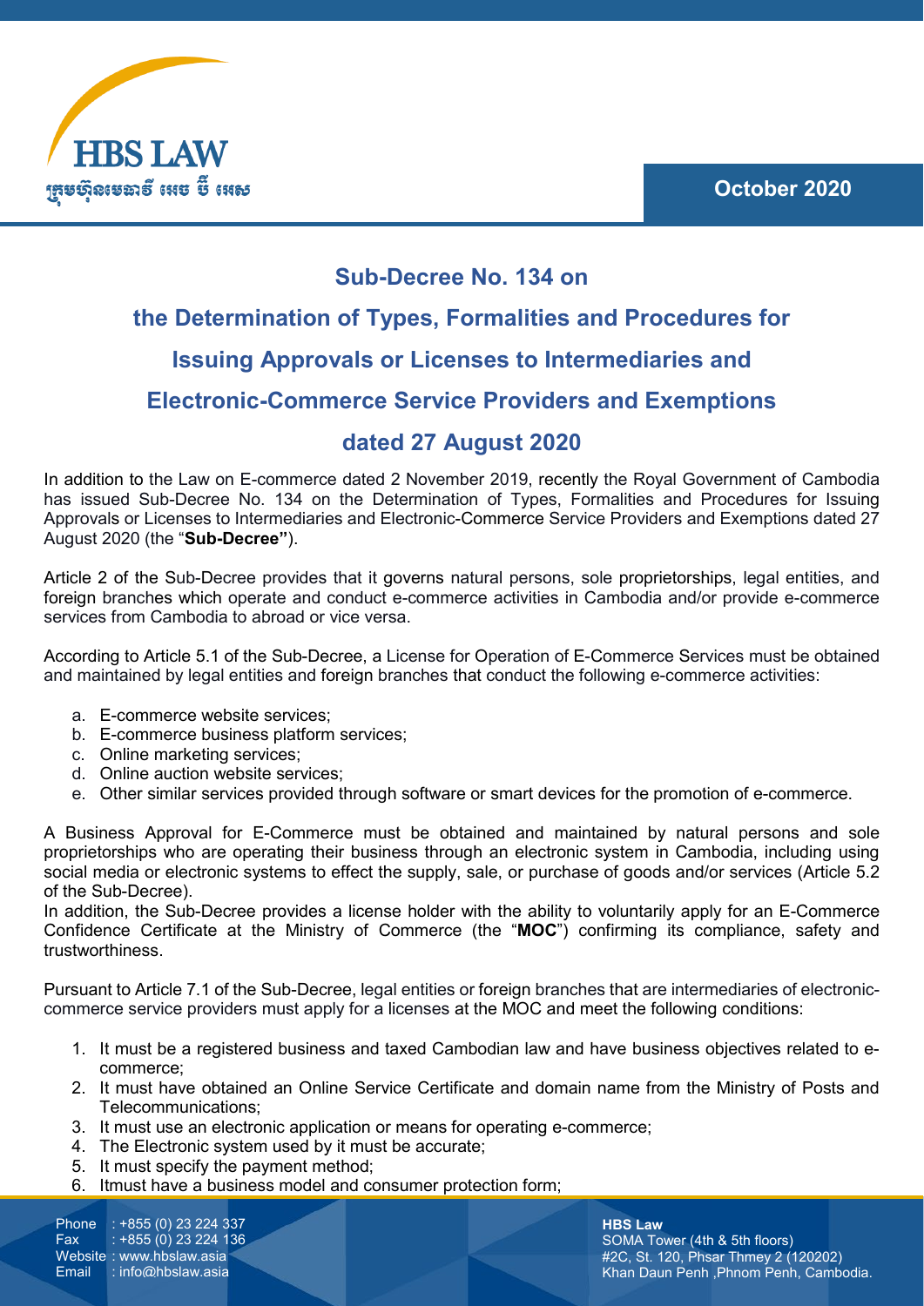# Sub-Decree No. 134 on the Determination of Types, Formalities and Procedures for Issuing Approvals or Licenses to Intermediaries and Electronic-Commerce Service Providers and Exemptions dated 27 August 2020

October 2020

In addition to the Law on E-commerce dated 2 November 2019, recently the Royal Government of Cambodia has issued Sub-Decree No. 134 on the Determination of Types, Formalities and Procedures for Issuing Approvals or Licenses to Intermediaries and Electronic-Commerce Service Providers and Exemptions dated 27 August 2020 (the "**Sub-Decree"**).

Article 2 of the Sub-Decree provides that it governs natural persons, sole proprietorships, legal entities, and foreign branches which operate and conduct e-commerce activities in Cambodia and/or provide e-commerce services from Cambodia to abroad or vice versa.

According to Article 5.1 of the Sub-Decree, a License for Operation of E-Commerce Services must be obtained and maintained by legal entities and foreign branches that conduct the following e-commerce activities:

a. E-commerce website services;
b. E-commerce business platform services;
c. Online marketing services;
d. Online auction website services;
e. Other similar services provided through software or smart devices for the promotion of e-commerce.

A Business Approval for E-Commerce must be obtained and maintained by natural persons and sole proprietorships who are operating their business through an electronic system in Cambodia, including using social media or electronic systems to effect the supply, sale, or purchase of goods and/or services (Article 5.2 of the Sub-Decree).
In addition, the Sub-Decree provides a license holder with the ability to voluntarily apply for an E-Commerce Confidence Certificate at the Ministry of Commerce (the "**MOC**") confirming its compliance, safety and trustworthiness.

Pursuant to Article 7.1 of the Sub-Decree, legal entities or foreign branches that are intermediaries of electronic-commerce service providers must apply for a licenses at the MOC and meet the following conditions:

1. It must be a registered business and taxed Cambodian law and have business objectives related to e-commerce;
2. It must have obtained an Online Service Certificate and domain name from the Ministry of Posts and Telecommunications;
3. It must use an electronic application or means for operating e-commerce;
4. The Electronic system used by it must be accurate;
5. It must specify the payment method;
6. Itmust have a business model and consumer protection form;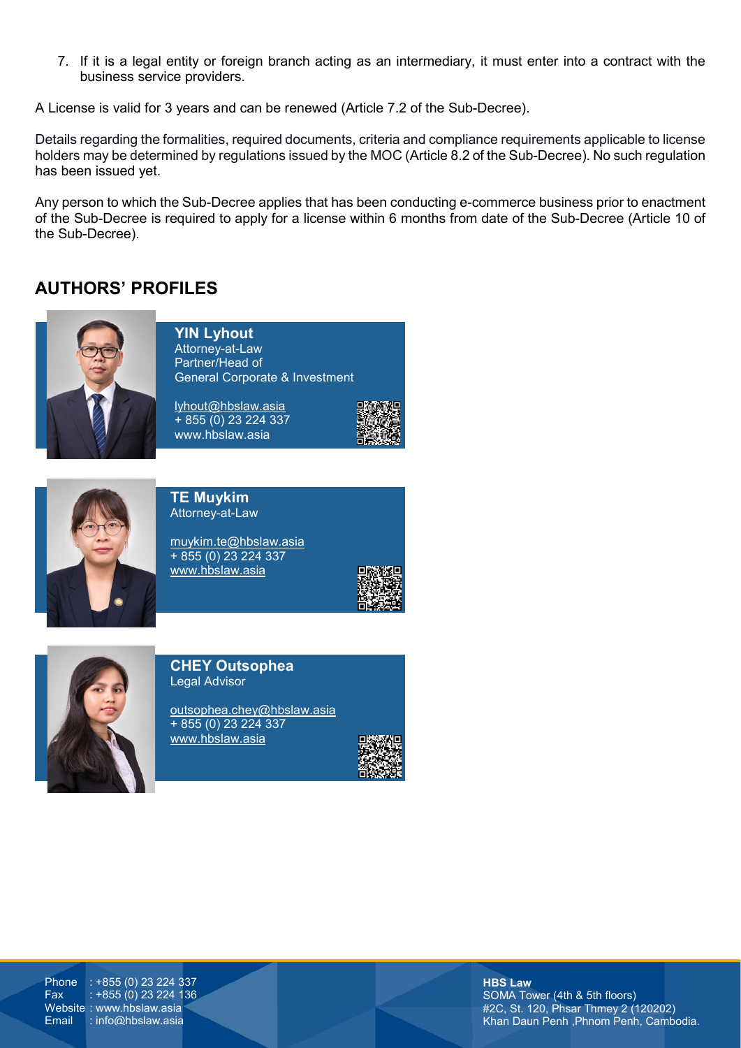7. If it is a legal entity or foreign branch acting as an intermediary, it must enter into a contract with the business service providers.

A License is valid for 3 years and can be renewed (Article 7.2 of the Sub-Decree).

Details regarding the formalities, required documents, criteria and compliance requirements applicable to license holders may be determined by regulations issued by the MOC (Article 8.2 of the Sub-Decree). No such regulation has been issued yet.

Any person to which the Sub-Decree applies that has been conducting e-commerce business prior to enactment of the Sub-Decree is required to apply for a license within 6 months from date of the Sub-Decree (Article 10 of the Sub-Decree).

## AUTHORS' PROFILES

**YIN Lyhout**
Attorney-at-Law
Partner/Head of
General Corporate & Investment

lyhout@hbslaw.asia
+ 855 (0) 23 224 337
www.hbslaw.asia

**TE Muykim**
Attorney-at-Law

muykim.te@hbslaw.asia
+ 855 (0) 23 224 337
www.hbslaw.asia

**CHEY Outsophea**
Legal Advisor

outsophea.chey@hbslaw.asia
+ 855 (0) 23 224 337
www.hbslaw.asia

Phone : +855 (0) 23 224 337
Fax : +855 (0) 23 224 136
Website : www.hbslaw.asia
Email : info@hbslaw.asia

**HBS Law**
SOMA Tower (4th & 5th floors)
#2C, St. 120, Phsar Thmey 2 (120202)
Khan Daun Penh ,Phnom Penh, Cambodia.